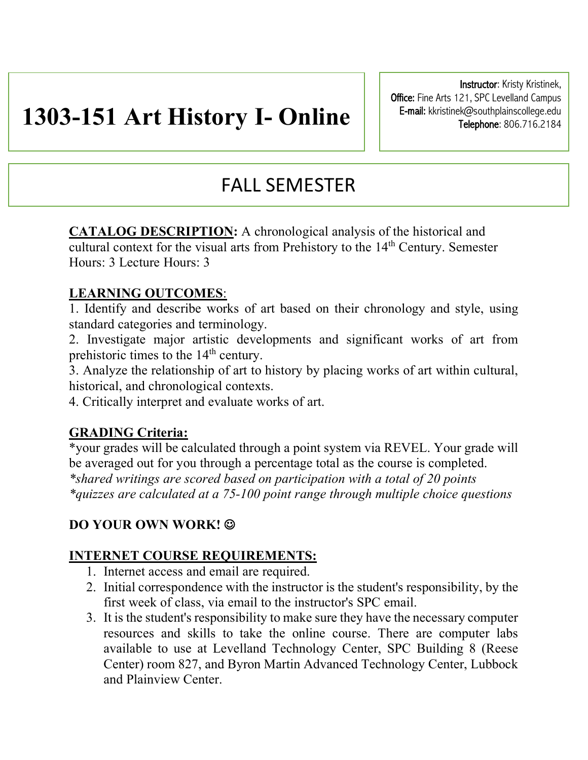# 1303-151 Art History I- Online

**Instructor**: Kristy Kristinek,
**Office:** Fine Arts 121, SPC Levelland Campus
**E-mail:** kkristinek@southplainscollege.edu
**Telephone**: 806.716.2184

## FALL SEMESTER

**CATALOG DESCRIPTION:** A chronological analysis of the historical and cultural context for the visual arts from Prehistory to the 14th Century. Semester Hours: 3 Lecture Hours: 3

**LEARNING OUTCOMES**:

1. Identify and describe works of art based on their chronology and style, using standard categories and terminology.
2. Investigate major artistic developments and significant works of art from prehistoric times to the 14th century.
3. Analyze the relationship of art to history by placing works of art within cultural, historical, and chronological contexts.
4. Critically interpret and evaluate works of art.

**GRADING Criteria:**

*your grades will be calculated through a point system via REVEL. Your grade will be averaged out for you through a percentage total as the course is completed.
*\*shared writings are scored based on participation with a total of 20 points*
*\*quizzes are calculated at a 75-100 point range through multiple choice questions*

**DO YOUR OWN WORK! ☺**

**INTERNET COURSE REQUIREMENTS:**

1. Internet access and email are required.
2. Initial correspondence with the instructor is the student's responsibility, by the first week of class, via email to the instructor's SPC email.
3. It is the student's responsibility to make sure they have the necessary computer resources and skills to take the online course. There are computer labs available to use at Levelland Technology Center, SPC Building 8 (Reese Center) room 827, and Byron Martin Advanced Technology Center, Lubbock and Plainview Center.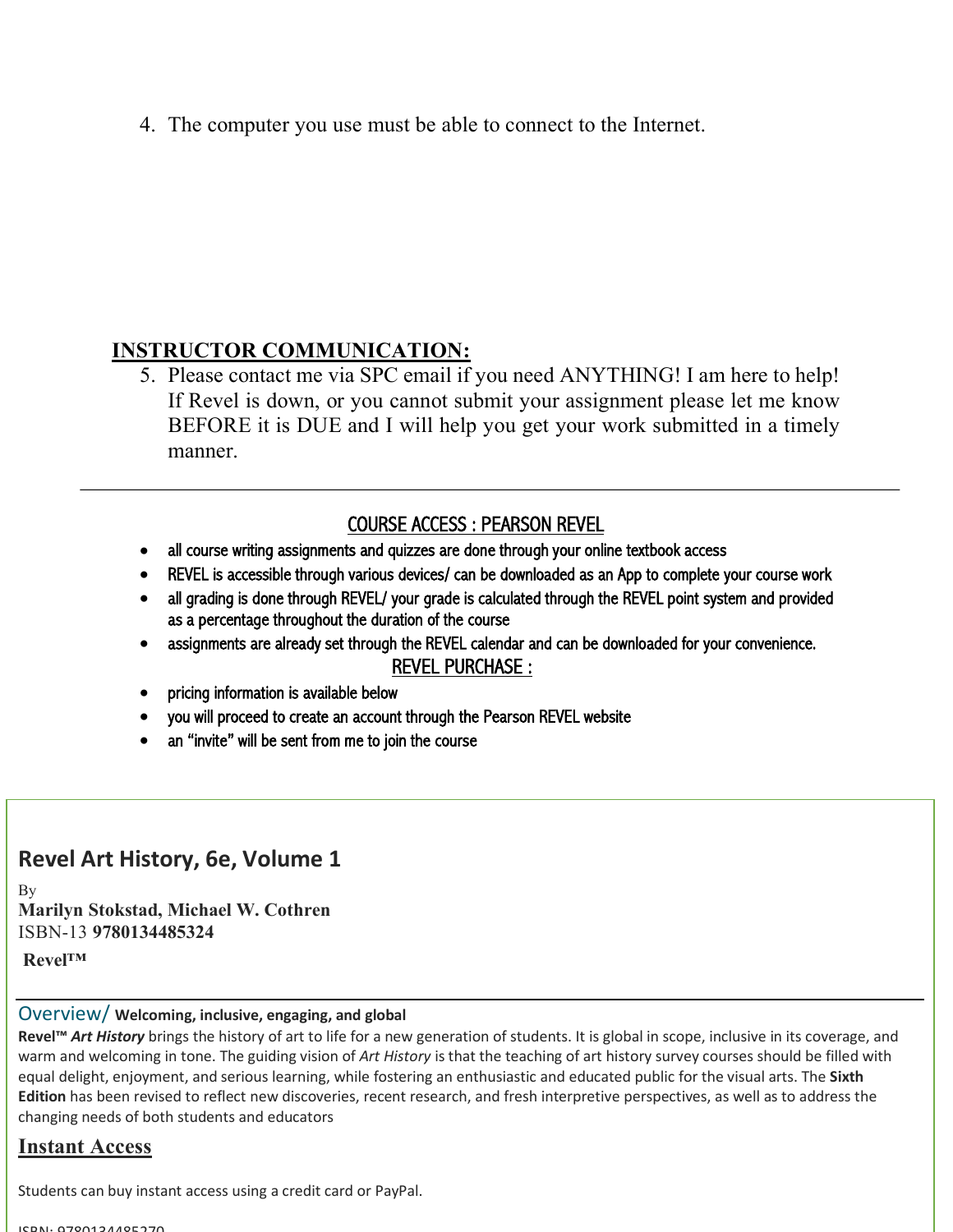4. The computer you use must be able to connect to the Internet.

## INSTRUCTOR COMMUNICATION:

5. Please contact me via SPC email if you need ANYTHING! I am here to help! If Revel is down, or you cannot submit your assignment please let me know BEFORE it is DUE and I will help you get your work submitted in a timely manner.

---

### COURSE ACCESS : PEARSON REVEL

- all course writing assignments and quizzes are done through your online textbook access
- REVEL is accessible through various devices/ can be downloaded as an App to complete your course work
- all grading is done through REVEL/ your grade is calculated through the REVEL point system and provided as a percentage throughout the duration of the course
- assignments are already set through the REVEL calendar and can be downloaded for your convenience.

### REVEL PURCHASE :

- pricing information is available below
- you will proceed to create an account through the Pearson REVEL website
- an "invite" will be sent from me to join the course

## Revel Art History, 6e, Volume 1

By
**Marilyn Stokstad, Michael W. Cothren**
ISBN-13 **9780134485324**
**Revel™**

---

### Overview/ **Welcoming, inclusive, engaging, and global**

**Revel™ *Art History*** brings the history of art to life for a new generation of students. It is global in scope, inclusive in its coverage, and warm and welcoming in tone. The guiding vision of *Art History* is that the teaching of art history survey courses should be filled with equal delight, enjoyment, and serious learning, while fostering an enthusiastic and educated public for the visual arts. The **Sixth Edition** has been revised to reflect new discoveries, recent research, and fresh interpretive perspectives, as well as to address the changing needs of both students and educators

### Instant Access

Students can buy instant access using a credit card or PayPal.

ISBN: 9780134485270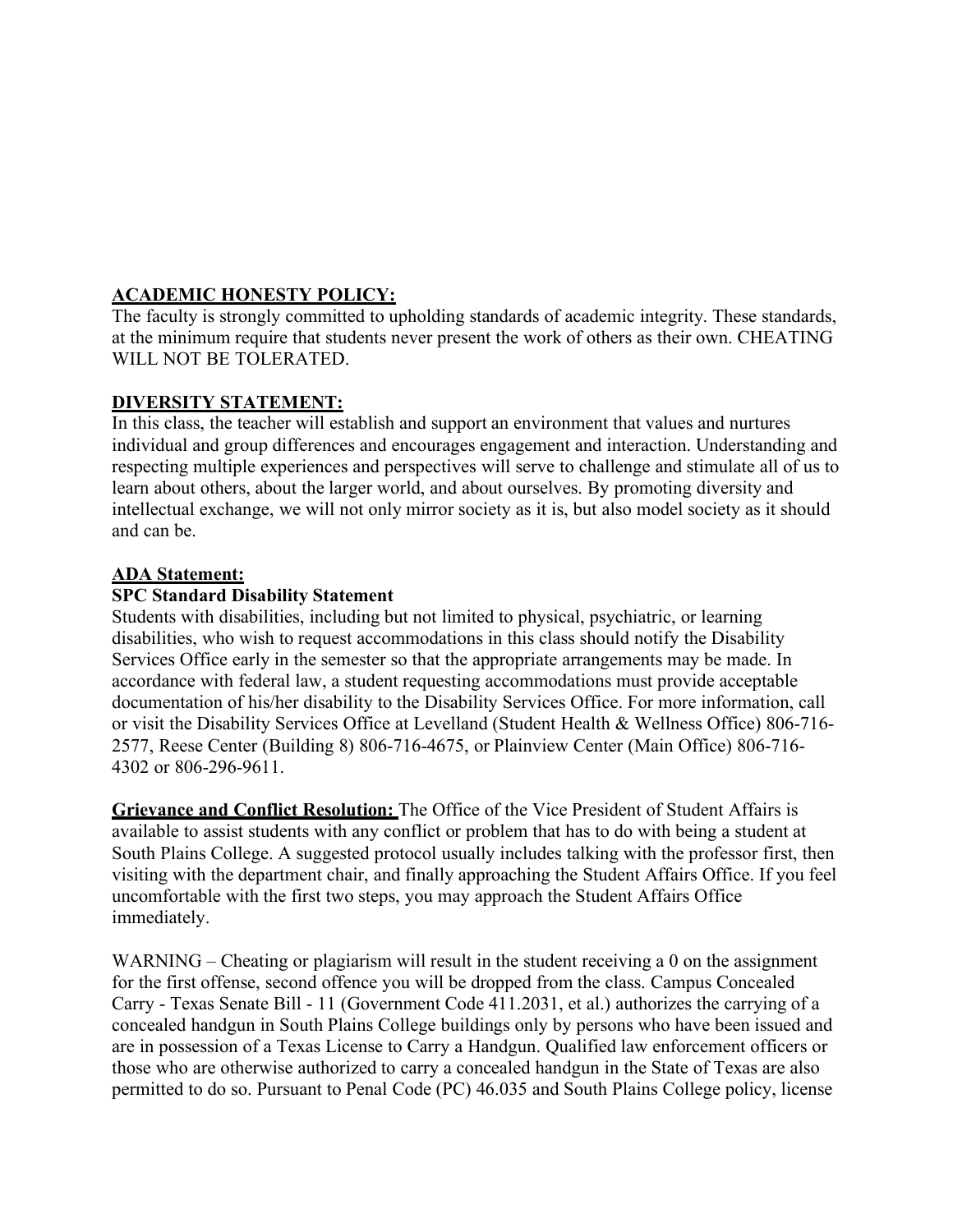**ACADEMIC HONESTY POLICY:**

The faculty is strongly committed to upholding standards of academic integrity. These standards, at the minimum require that students never present the work of others as their own. CHEATING WILL NOT BE TOLERATED.

**DIVERSITY STATEMENT:**

In this class, the teacher will establish and support an environment that values and nurtures individual and group differences and encourages engagement and interaction. Understanding and respecting multiple experiences and perspectives will serve to challenge and stimulate all of us to learn about others, about the larger world, and about ourselves. By promoting diversity and intellectual exchange, we will not only mirror society as it is, but also model society as it should and can be.

**ADA Statement:**

**SPC Standard Disability Statement**

Students with disabilities, including but not limited to physical, psychiatric, or learning disabilities, who wish to request accommodations in this class should notify the Disability Services Office early in the semester so that the appropriate arrangements may be made. In accordance with federal law, a student requesting accommodations must provide acceptable documentation of his/her disability to the Disability Services Office. For more information, call or visit the Disability Services Office at Levelland (Student Health & Wellness Office) 806-716-2577, Reese Center (Building 8) 806-716-4675, or Plainview Center (Main Office) 806-716-4302 or 806-296-9611.

**Grievance and Conflict Resolution:** The Office of the Vice President of Student Affairs is available to assist students with any conflict or problem that has to do with being a student at South Plains College. A suggested protocol usually includes talking with the professor first, then visiting with the department chair, and finally approaching the Student Affairs Office. If you feel uncomfortable with the first two steps, you may approach the Student Affairs Office immediately.

WARNING – Cheating or plagiarism will result in the student receiving a 0 on the assignment for the first offense, second offence you will be dropped from the class. Campus Concealed Carry - Texas Senate Bill - 11 (Government Code 411.2031, et al.) authorizes the carrying of a concealed handgun in South Plains College buildings only by persons who have been issued and are in possession of a Texas License to Carry a Handgun. Qualified law enforcement officers or those who are otherwise authorized to carry a concealed handgun in the State of Texas are also permitted to do so. Pursuant to Penal Code (PC) 46.035 and South Plains College policy, license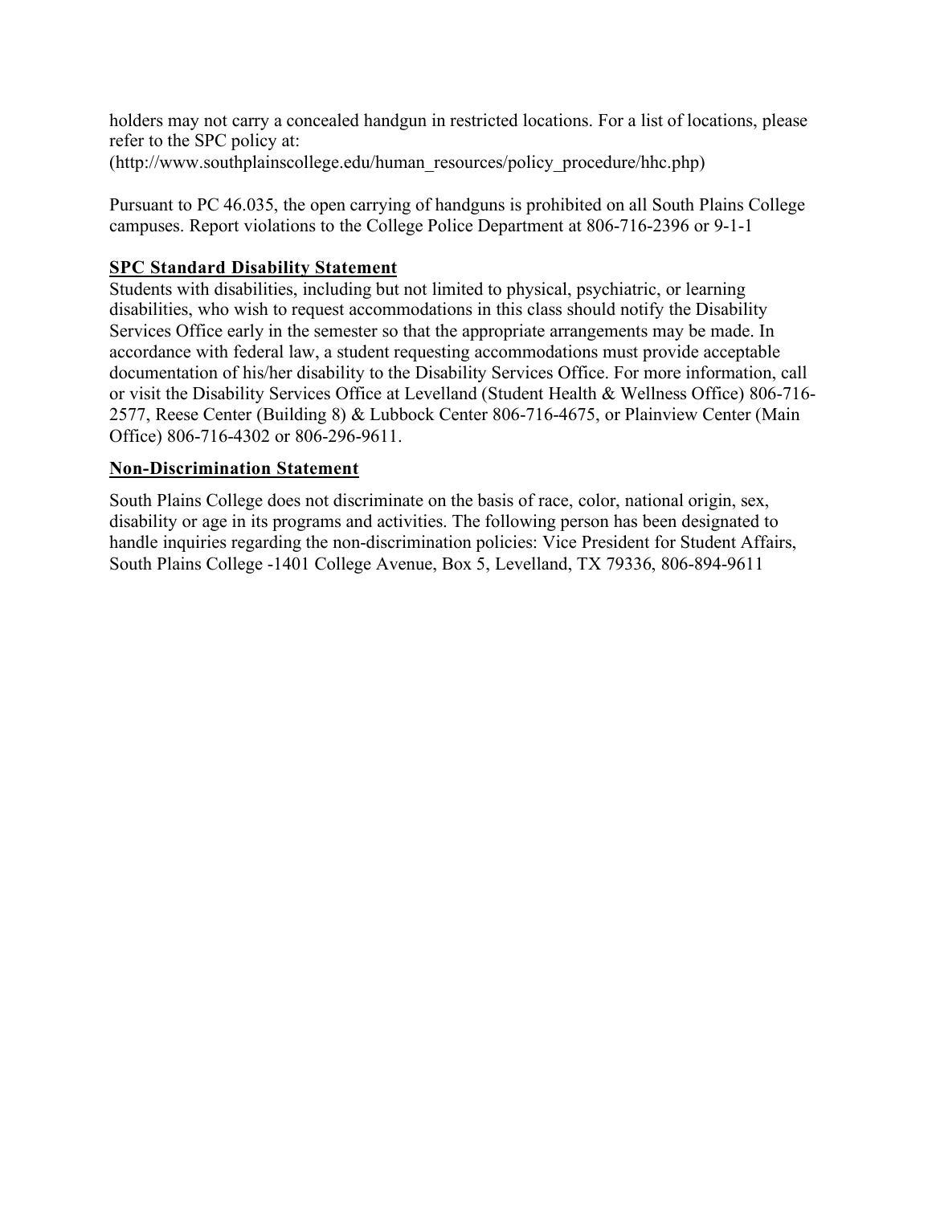holders may not carry a concealed handgun in restricted locations. For a list of locations, please refer to the SPC policy at:
(http://www.southplainscollege.edu/human_resources/policy_procedure/hhc.php)

Pursuant to PC 46.035, the open carrying of handguns is prohibited on all South Plains College campuses. Report violations to the College Police Department at 806-716-2396 or 9-1-1

**SPC Standard Disability Statement**

Students with disabilities, including but not limited to physical, psychiatric, or learning disabilities, who wish to request accommodations in this class should notify the Disability Services Office early in the semester so that the appropriate arrangements may be made. In accordance with federal law, a student requesting accommodations must provide acceptable documentation of his/her disability to the Disability Services Office. For more information, call or visit the Disability Services Office at Levelland (Student Health & Wellness Office) 806-716-2577, Reese Center (Building 8) & Lubbock Center 806-716-4675, or Plainview Center (Main Office) 806-716-4302 or 806-296-9611.

**Non-Discrimination Statement**

South Plains College does not discriminate on the basis of race, color, national origin, sex, disability or age in its programs and activities. The following person has been designated to handle inquiries regarding the non-discrimination policies: Vice President for Student Affairs, South Plains College -1401 College Avenue, Box 5, Levelland, TX 79336, 806-894-9611